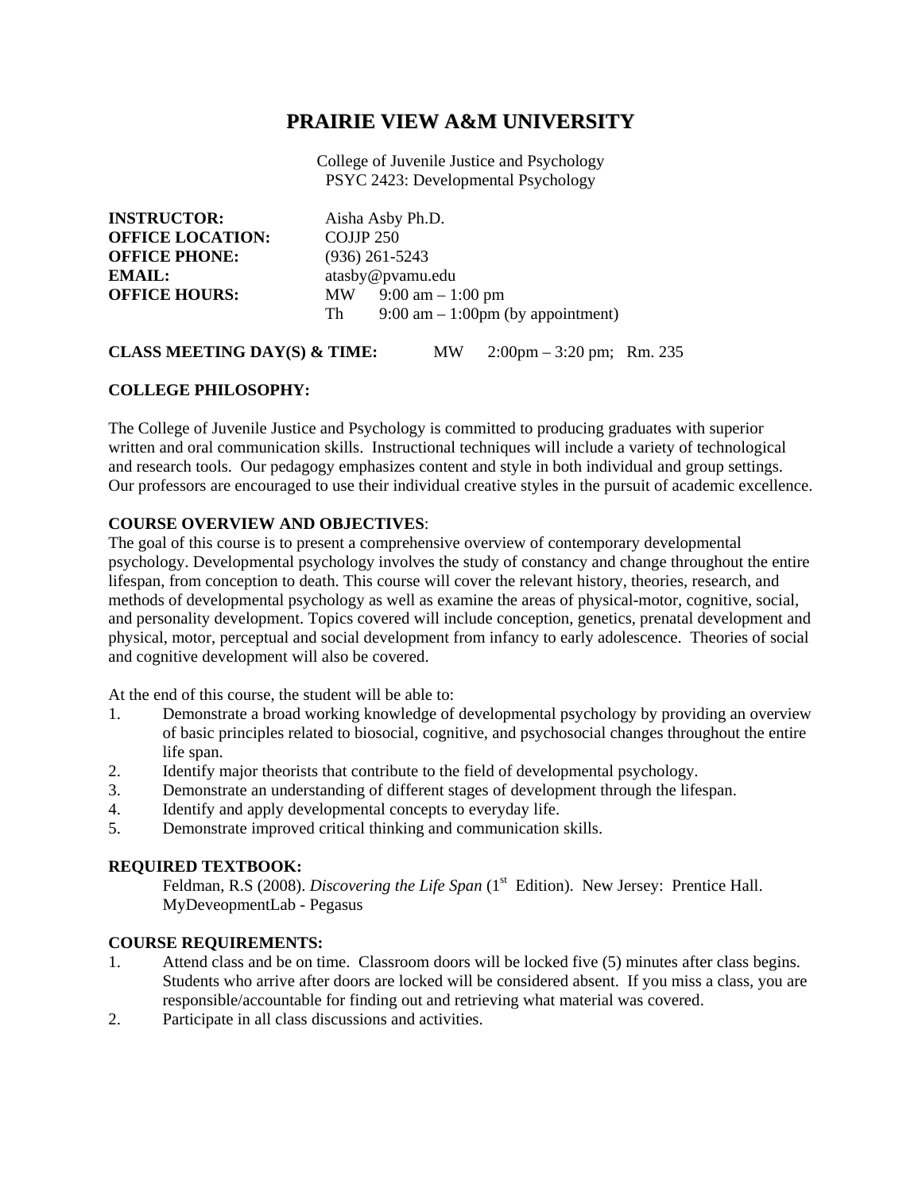# PRAIRIE VIEW A&M UNIVERSITY

College of Juvenile Justice and Psychology
PSYC 2423: Developmental Psychology

| | |
|---|---|
| **INSTRUCTOR:** | Aisha Asby Ph.D. |
| **OFFICE LOCATION:** | COJJP 250 |
| **OFFICE PHONE:** | (936) 261-5243 |
| **EMAIL:** | atasby@pvamu.edu |
| **OFFICE HOURS:** | MW 9:00 am – 1:00 pm |
| | Th 9:00 am – 1:00pm (by appointment) |

**CLASS MEETING DAY(S) & TIME:** MW 2:00pm – 3:20 pm; Rm. 235

## COLLEGE PHILOSOPHY:

The College of Juvenile Justice and Psychology is committed to producing graduates with superior written and oral communication skills. Instructional techniques will include a variety of technological and research tools. Our pedagogy emphasizes content and style in both individual and group settings. Our professors are encouraged to use their individual creative styles in the pursuit of academic excellence.

## COURSE OVERVIEW AND OBJECTIVES:

The goal of this course is to present a comprehensive overview of contemporary developmental psychology. Developmental psychology involves the study of constancy and change throughout the entire lifespan, from conception to death. This course will cover the relevant history, theories, research, and methods of developmental psychology as well as examine the areas of physical-motor, cognitive, social, and personality development. Topics covered will include conception, genetics, prenatal development and physical, motor, perceptual and social development from infancy to early adolescence. Theories of social and cognitive development will also be covered.

At the end of this course, the student will be able to:

1. Demonstrate a broad working knowledge of developmental psychology by providing an overview of basic principles related to biosocial, cognitive, and psychosocial changes throughout the entire life span.
2. Identify major theorists that contribute to the field of developmental psychology.
3. Demonstrate an understanding of different stages of development through the lifespan.
4. Identify and apply developmental concepts to everyday life.
5. Demonstrate improved critical thinking and communication skills.

## REQUIRED TEXTBOOK:

Feldman, R.S (2008). *Discovering the Life Span* (1st Edition). New Jersey: Prentice Hall.
MyDeveopmentLab - Pegasus

## COURSE REQUIREMENTS:

1. Attend class and be on time. Classroom doors will be locked five (5) minutes after class begins. Students who arrive after doors are locked will be considered absent. If you miss a class, you are responsible/accountable for finding out and retrieving what material was covered.
2. Participate in all class discussions and activities.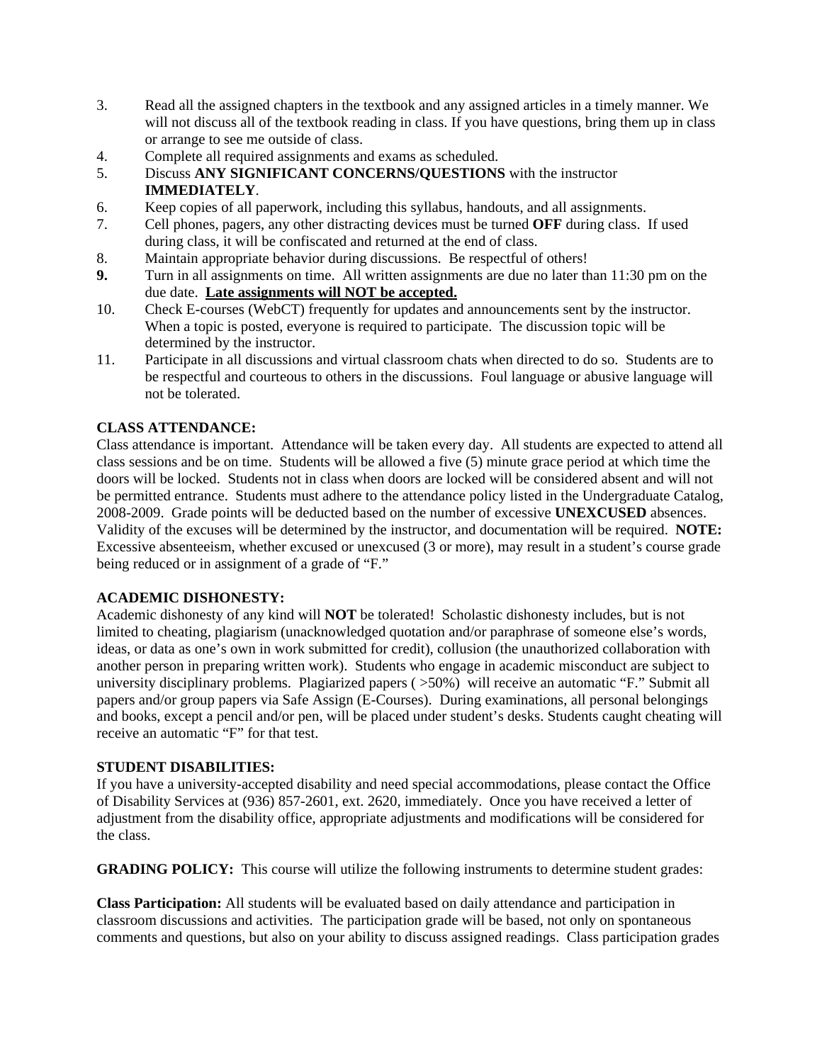3. Read all the assigned chapters in the textbook and any assigned articles in a timely manner. We will not discuss all of the textbook reading in class. If you have questions, bring them up in class or arrange to see me outside of class.
4. Complete all required assignments and exams as scheduled.
5. Discuss **ANY SIGNIFICANT CONCERNS/QUESTIONS** with the instructor **IMMEDIATELY**.
6. Keep copies of all paperwork, including this syllabus, handouts, and all assignments.
7. Cell phones, pagers, any other distracting devices must be turned **OFF** during class. If used during class, it will be confiscated and returned at the end of class.
8. Maintain appropriate behavior during discussions. Be respectful of others!
9. Turn in all assignments on time. All written assignments are due no later than 11:30 pm on the due date. **Late assignments will NOT be accepted.**
10. Check E-courses (WebCT) frequently for updates and announcements sent by the instructor. When a topic is posted, everyone is required to participate. The discussion topic will be determined by the instructor.
11. Participate in all discussions and virtual classroom chats when directed to do so. Students are to be respectful and courteous to others in the discussions. Foul language or abusive language will not be tolerated.

**CLASS ATTENDANCE:**

Class attendance is important. Attendance will be taken every day. All students are expected to attend all class sessions and be on time. Students will be allowed a five (5) minute grace period at which time the doors will be locked. Students not in class when doors are locked will be considered absent and will not be permitted entrance. Students must adhere to the attendance policy listed in the Undergraduate Catalog, 2008-2009. Grade points will be deducted based on the number of excessive **UNEXCUSED** absences. Validity of the excuses will be determined by the instructor, and documentation will be required. **NOTE:** Excessive absenteeism, whether excused or unexcused (3 or more), may result in a student's course grade being reduced or in assignment of a grade of "F."

**ACADEMIC DISHONESTY:**

Academic dishonesty of any kind will **NOT** be tolerated! Scholastic dishonesty includes, but is not limited to cheating, plagiarism (unacknowledged quotation and/or paraphrase of someone else's words, ideas, or data as one's own in work submitted for credit), collusion (the unauthorized collaboration with another person in preparing written work). Students who engage in academic misconduct are subject to university disciplinary problems. Plagiarized papers ( >50%) will receive an automatic "F." Submit all papers and/or group papers via Safe Assign (E-Courses). During examinations, all personal belongings and books, except a pencil and/or pen, will be placed under student's desks. Students caught cheating will receive an automatic "F" for that test.

**STUDENT DISABILITIES:**

If you have a university-accepted disability and need special accommodations, please contact the Office of Disability Services at (936) 857-2601, ext. 2620, immediately. Once you have received a letter of adjustment from the disability office, appropriate adjustments and modifications will be considered for the class.

**GRADING POLICY:** This course will utilize the following instruments to determine student grades:

**Class Participation:** All students will be evaluated based on daily attendance and participation in classroom discussions and activities. The participation grade will be based, not only on spontaneous comments and questions, but also on your ability to discuss assigned readings. Class participation grades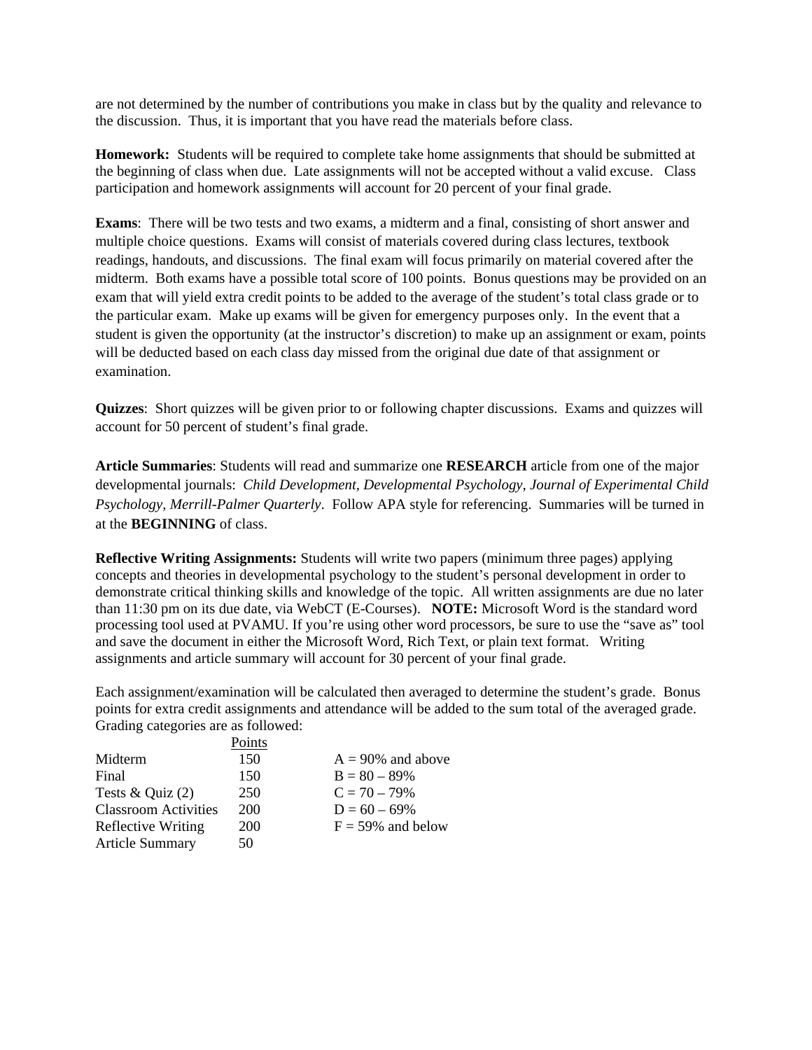are not determined by the number of contributions you make in class but by the quality and relevance to the discussion. Thus, it is important that you have read the materials before class.

**Homework:** Students will be required to complete take home assignments that should be submitted at the beginning of class when due. Late assignments will not be accepted without a valid excuse. Class participation and homework assignments will account for 20 percent of your final grade.

**Exams**: There will be two tests and two exams, a midterm and a final, consisting of short answer and multiple choice questions. Exams will consist of materials covered during class lectures, textbook readings, handouts, and discussions. The final exam will focus primarily on material covered after the midterm. Both exams have a possible total score of 100 points. Bonus questions may be provided on an exam that will yield extra credit points to be added to the average of the student's total class grade or to the particular exam. Make up exams will be given for emergency purposes only. In the event that a student is given the opportunity (at the instructor's discretion) to make up an assignment or exam, points will be deducted based on each class day missed from the original due date of that assignment or examination.

**Quizzes**: Short quizzes will be given prior to or following chapter discussions. Exams and quizzes will account for 50 percent of student's final grade.

**Article Summaries**: Students will read and summarize one **RESEARCH** article from one of the major developmental journals: *Child Development, Developmental Psychology, Journal of Experimental Child Psychology, Merrill-Palmer Quarterly*. Follow APA style for referencing. Summaries will be turned in at the **BEGINNING** of class.

**Reflective Writing Assignments:** Students will write two papers (minimum three pages) applying concepts and theories in developmental psychology to the student's personal development in order to demonstrate critical thinking skills and knowledge of the topic. All written assignments are due no later than 11:30 pm on its due date, via WebCT (E-Courses). **NOTE:** Microsoft Word is the standard word processing tool used at PVAMU. If you're using other word processors, be sure to use the "save as" tool and save the document in either the Microsoft Word, Rich Text, or plain text format. Writing assignments and article summary will account for 30 percent of your final grade.

Each assignment/examination will be calculated then averaged to determine the student's grade. Bonus points for extra credit assignments and attendance will be added to the sum total of the averaged grade. Grading categories are as followed:

| | Points | |
|---|---|---|
| Midterm | 150 | A = 90% and above |
| Final | 150 | B = 80 – 89% |
| Tests & Quiz (2) | 250 | C = 70 – 79% |
| Classroom Activities | 200 | D = 60 – 69% |
| Reflective Writing | 200 | F = 59% and below |
| Article Summary | 50 | |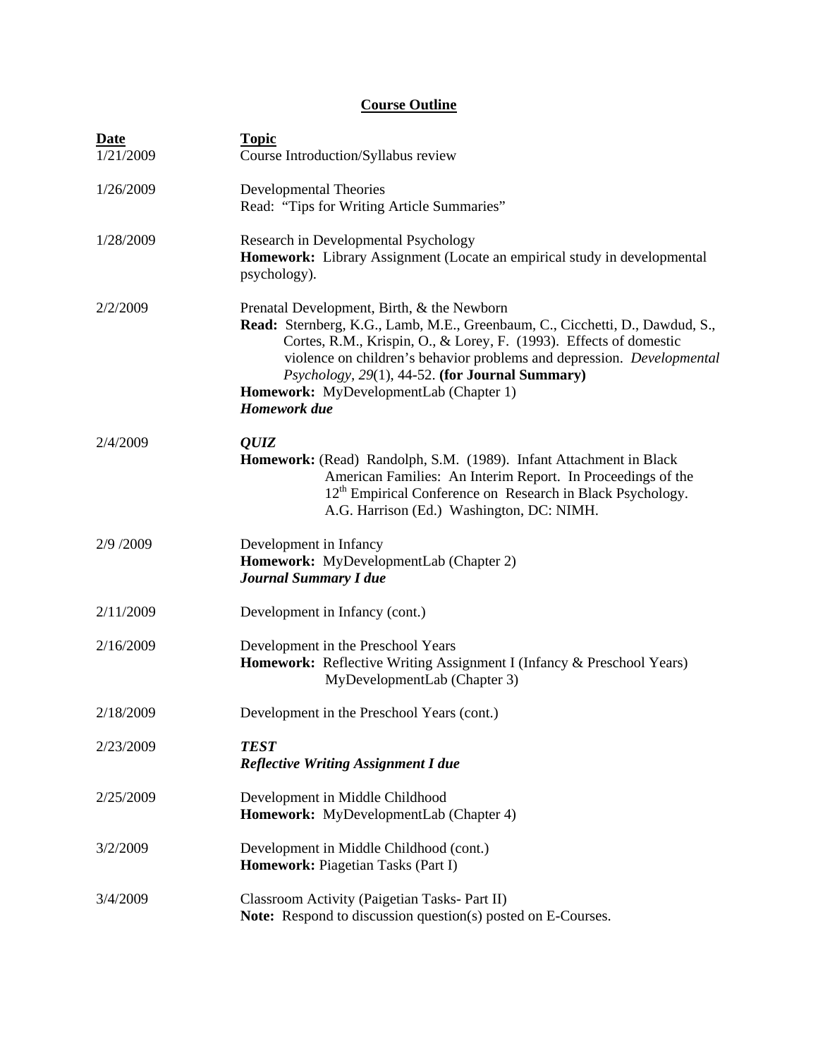# Course Outline

| Date | Topic |
|---|---|
| 1/21/2009 | Course Introduction/Syllabus review |
| 1/26/2009 | Developmental Theories<br>Read: "Tips for Writing Article Summaries" |
| 1/28/2009 | Research in Developmental Psychology<br>**Homework:** Library Assignment (Locate an empirical study in developmental psychology). |
| 2/2/2009 | Prenatal Development, Birth, & the Newborn<br>**Read:** Sternberg, K.G., Lamb, M.E., Greenbaum, C., Cicchetti, D., Dawdud, S., Cortes, R.M., Krispin, O., & Lorey, F. (1993). Effects of domestic violence on children's behavior problems and depression. *Developmental Psychology, 29*(1), 44-52. **(for Journal Summary)**<br>**Homework:** MyDevelopmentLab (Chapter 1)<br>***Homework due*** |
| 2/4/2009 | ***QUIZ***<br>**Homework:** (Read) Randolph, S.M. (1989). Infant Attachment in Black American Families: An Interim Report. In Proceedings of the 12th Empirical Conference on Research in Black Psychology. A.G. Harrison (Ed.) Washington, DC: NIMH. |
| 2/9 /2009 | Development in Infancy<br>**Homework:** MyDevelopmentLab (Chapter 2)<br>***Journal Summary I due*** |
| 2/11/2009 | Development in Infancy (cont.) |
| 2/16/2009 | Development in the Preschool Years<br>**Homework:** Reflective Writing Assignment I (Infancy & Preschool Years)<br>MyDevelopmentLab (Chapter 3) |
| 2/18/2009 | Development in the Preschool Years (cont.) |
| 2/23/2009 | ***TEST***<br>***Reflective Writing Assignment I due*** |
| 2/25/2009 | Development in Middle Childhood<br>**Homework:** MyDevelopmentLab (Chapter 4) |
| 3/2/2009 | Development in Middle Childhood (cont.)<br>**Homework:** Piagetian Tasks (Part I) |
| 3/4/2009 | Classroom Activity (Paigetian Tasks- Part II)<br>**Note:** Respond to discussion question(s) posted on E-Courses. |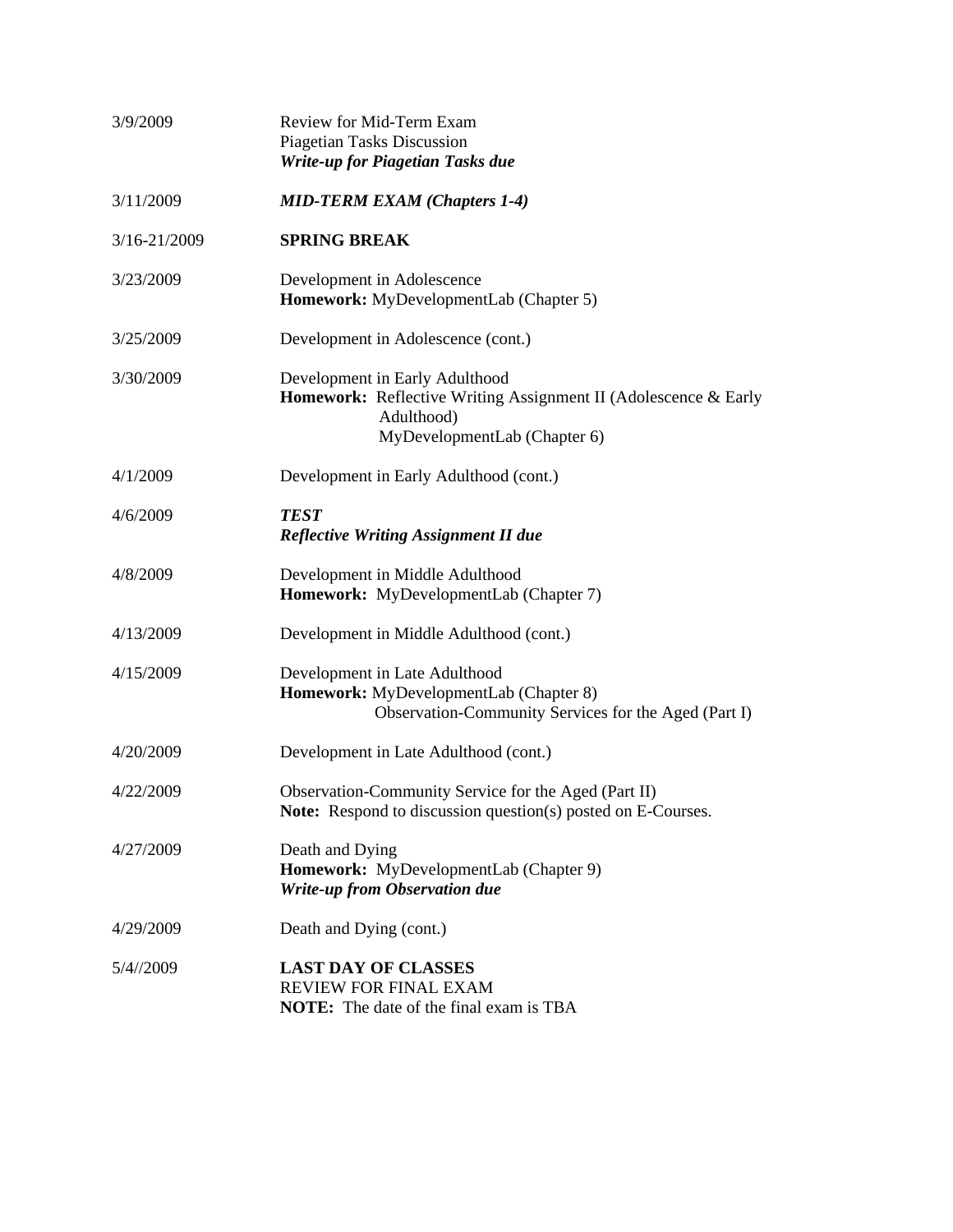| | |
|---|---|
| 3/9/2009 | Review for Mid-Term Exam<br>Piagetian Tasks Discussion<br>***Write-up for Piagetian Tasks due*** |
| 3/11/2009 | ***MID-TERM EXAM (Chapters 1-4)*** |
| 3/16-21/2009 | **SPRING BREAK** |
| 3/23/2009 | Development in Adolescence<br>**Homework:** MyDevelopmentLab (Chapter 5) |
| 3/25/2009 | Development in Adolescence (cont.) |
| 3/30/2009 | Development in Early Adulthood<br>**Homework:** Reflective Writing Assignment II (Adolescence & Early Adulthood)<br>MyDevelopmentLab (Chapter 6) |
| 4/1/2009 | Development in Early Adulthood (cont.) |
| 4/6/2009 | ***TEST***<br>***Reflective Writing Assignment II due*** |
| 4/8/2009 | Development in Middle Adulthood<br>**Homework:** MyDevelopmentLab (Chapter 7) |
| 4/13/2009 | Development in Middle Adulthood (cont.) |
| 4/15/2009 | Development in Late Adulthood<br>**Homework:** MyDevelopmentLab (Chapter 8)<br>Observation-Community Services for the Aged (Part I) |
| 4/20/2009 | Development in Late Adulthood (cont.) |
| 4/22/2009 | Observation-Community Service for the Aged (Part II)<br>**Note:** Respond to discussion question(s) posted on E-Courses. |
| 4/27/2009 | Death and Dying<br>**Homework:** MyDevelopmentLab (Chapter 9)<br>***Write-up from Observation due*** |
| 4/29/2009 | Death and Dying (cont.) |
| 5/4//2009 | **LAST DAY OF CLASSES**<br>REVIEW FOR FINAL EXAM<br>**NOTE:** The date of the final exam is TBA |